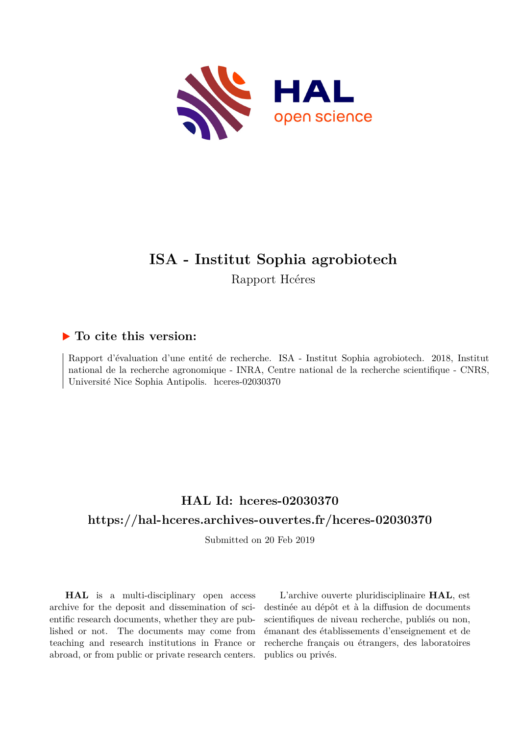# ISA - Institut Sophia agrobiotech

Rapport Hcéres

## ▶ To cite this version:

Rapport d'évaluation d'une entité de recherche. ISA - Institut Sophia agrobiotech. 2018, Institut national de la recherche agronomique - INRA, Centre national de la recherche scientifique - CNRS, Université Nice Sophia Antipolis. hceres-02030370

## HAL Id: hceres-02030370

## https://hal-hceres.archives-ouvertes.fr/hceres-02030370

Submitted on 20 Feb 2019

**HAL** is a multi-disciplinary open access archive for the deposit and dissemination of scientific research documents, whether they are published or not. The documents may come from teaching and research institutions in France or abroad, or from public or private research centers.

L'archive ouverte pluridisciplinaire **HAL**, est destinée au dépôt et à la diffusion de documents scientifiques de niveau recherche, publiés ou non, émanant des établissements d'enseignement et de recherche français ou étrangers, des laboratoires publics ou privés.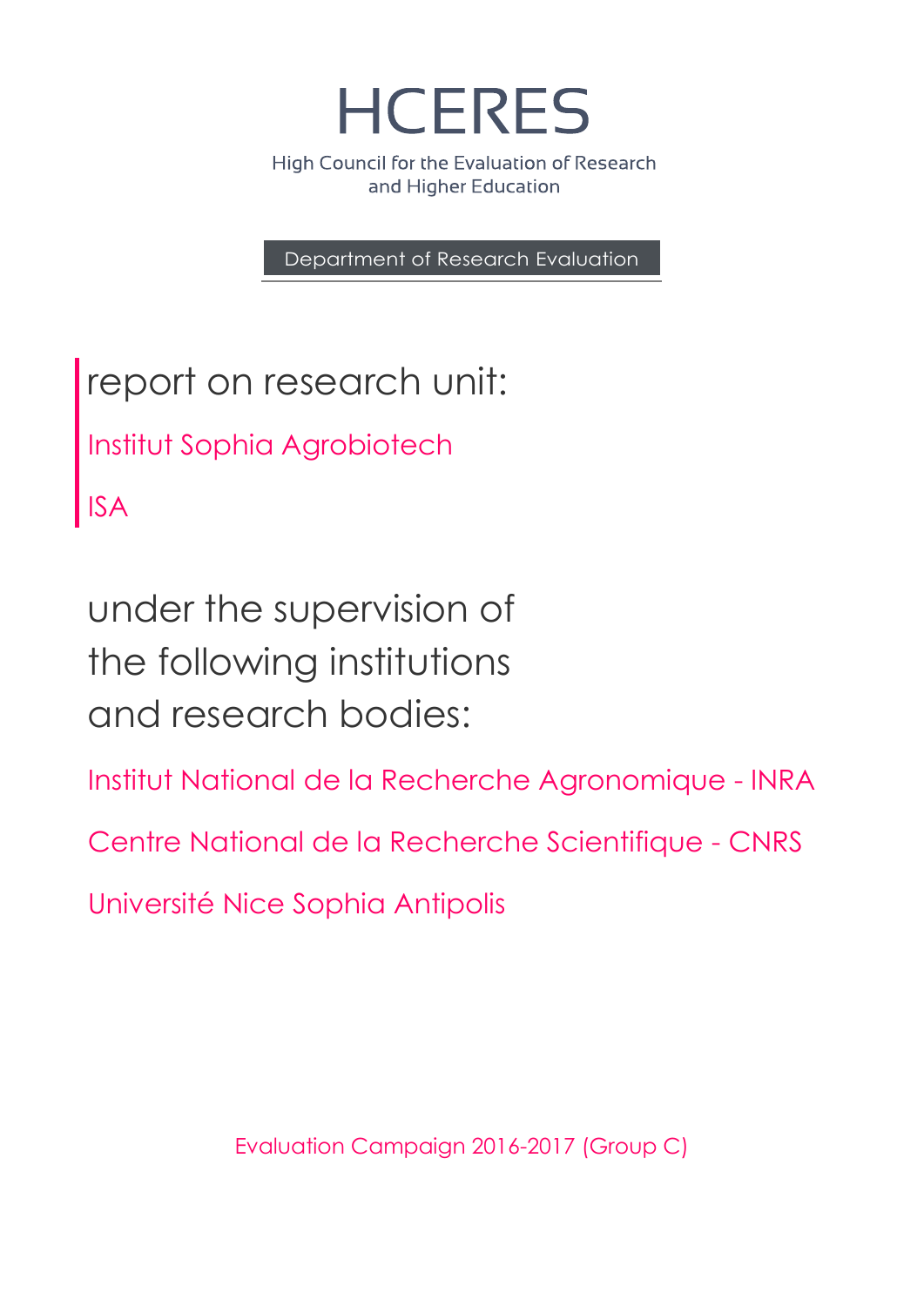# HCERES

High Council for the Evaluation of Research and Higher Education

Department of Research Evaluation

## report on research unit:

Institut Sophia Agrobiotech

ISA

## under the supervision of the following institutions and research bodies:

Institut National de la Recherche Agronomique - INRA

Centre National de la Recherche Scientifique - CNRS

Université Nice Sophia Antipolis

Evaluation Campaign 2016-2017 (Group C)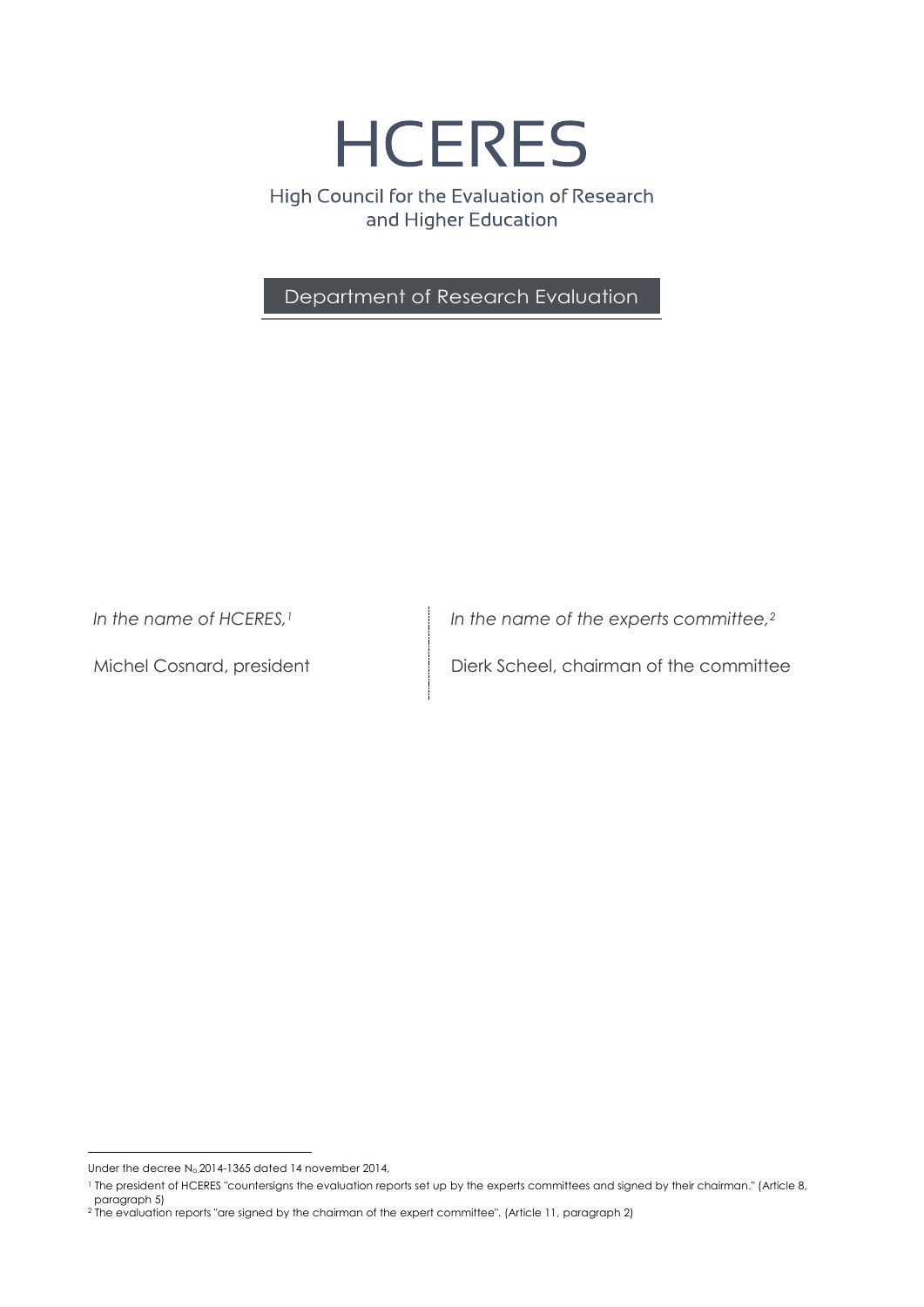# HCERES

High Council for the Evaluation of Research and Higher Education

## Department of Research Evaluation

*In the name of HCERES,*[1]

Michel Cosnard, president

*In the name of the experts committee,*[2]

Dierk Scheel, chairman of the committee

---

Under the decree N₀ 2014-1365 dated 14 november 2014,

[1] The president of HCERES "countersigns the evaluation reports set up by the experts committees and signed by their chairman." (Article 8, paragraph 5)

[2] The evaluation reports "are signed by the chairman of the expert committee". (Article 11, paragraph 2)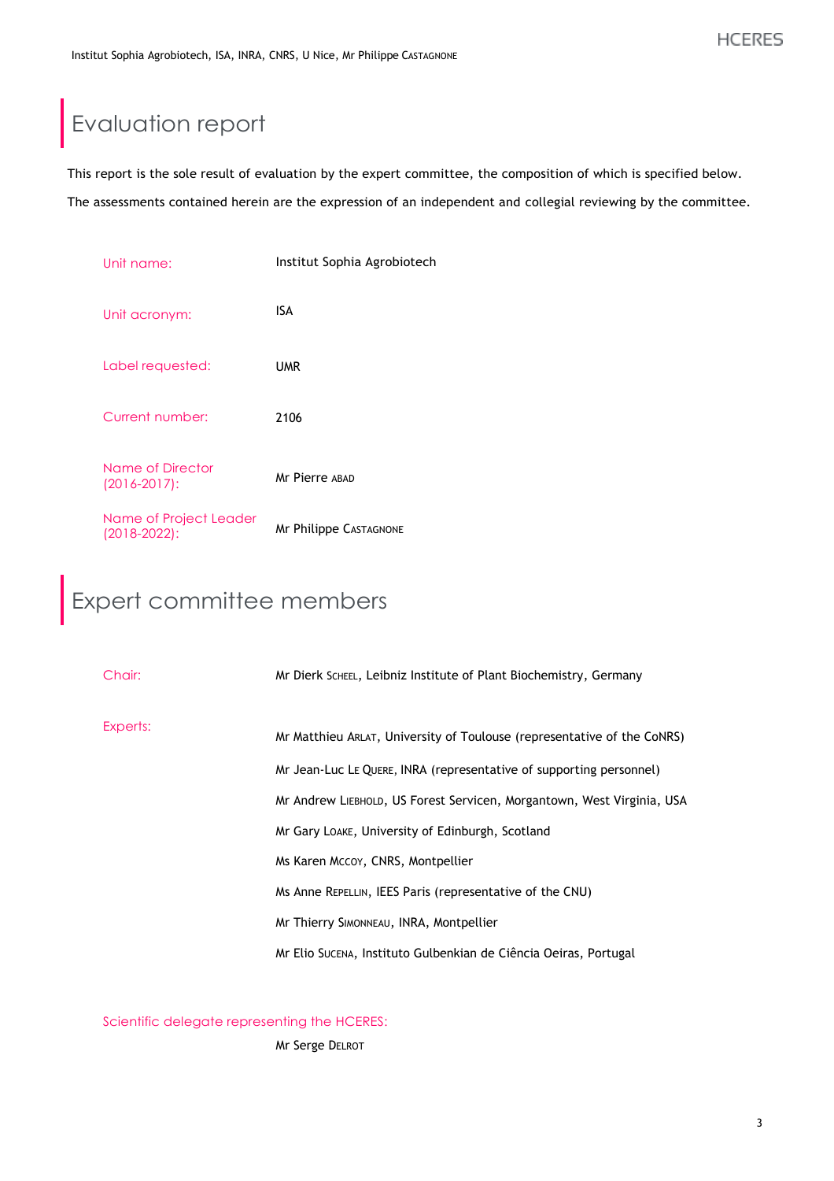# Evaluation report

This report is the sole result of evaluation by the expert committee, the composition of which is specified below.

The assessments contained herein are the expression of an independent and collegial reviewing by the committee.

| | |
|---|---|
| Unit name: | Institut Sophia Agrobiotech |
| Unit acronym: | ISA |
| Label requested: | UMR |
| Current number: | 2106 |
| Name of Director (2016-2017): | Mr Pierre ABAD |
| Name of Project Leader (2018-2022): | Mr Philippe CASTAGNONE |

# Expert committee members

| | |
|---|---|
| Chair: | Mr Dierk SCHEEL, Leibniz Institute of Plant Biochemistry, Germany |
| Experts: | Mr Matthieu ARLAT, University of Toulouse (representative of the CoNRS) |
| | Mr Jean-Luc LE QUERE, INRA (representative of supporting personnel) |
| | Mr Andrew LIEBHOLD, US Forest Servicen, Morgantown, West Virginia, USA |
| | Mr Gary LOAKE, University of Edinburgh, Scotland |
| | Ms Karen MCCOY, CNRS, Montpellier |
| | Ms Anne REPELLIN, IEES Paris (representative of the CNU) |
| | Mr Thierry SIMONNEAU, INRA, Montpellier |
| | Mr Elio SUCENA, Instituto Gulbenkian de Ciência Oeiras, Portugal |

Scientific delegate representing the HCERES:

Mr Serge DELROT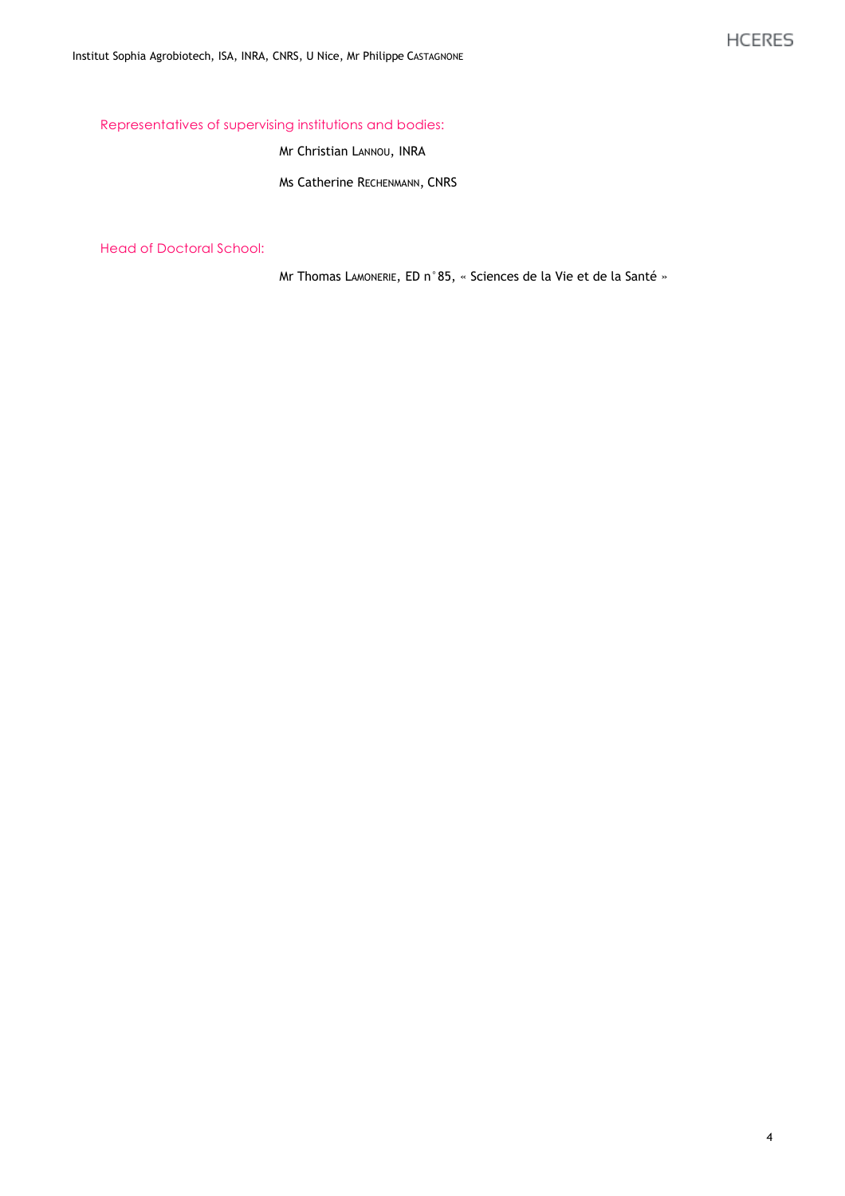### Representatives of supervising institutions and bodies:

Mr Christian LANNOU, INRA

Ms Catherine RECHENMANN, CNRS

### Head of Doctoral School:

Mr Thomas LAMONERIE, ED n°85, « Sciences de la Vie et de la Santé »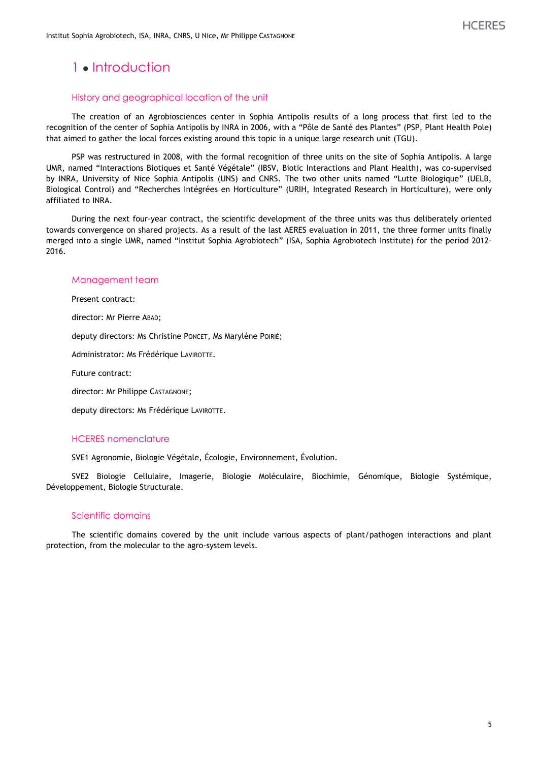# 1 • Introduction

## History and geographical location of the unit

The creation of an Agrobiosciences center in Sophia Antipolis results of a long process that first led to the recognition of the center of Sophia Antipolis by INRA in 2006, with a "Pôle de Santé des Plantes" (PSP, Plant Health Pole) that aimed to gather the local forces existing around this topic in a unique large research unit (TGU).

PSP was restructured in 2008, with the formal recognition of three units on the site of Sophia Antipolis. A large UMR, named "Interactions Biotiques et Santé Végétale" (IBSV, Biotic Interactions and Plant Health), was co-supervised by INRA, University of Nice Sophia Antipolis (UNS) and CNRS. The two other units named "Lutte Biologique" (UELB, Biological Control) and "Recherches Intégrées en Horticulture" (URIH, Integrated Research in Horticulture), were only affiliated to INRA.

During the next four-year contract, the scientific development of the three units was thus deliberately oriented towards convergence on shared projects. As a result of the last AERES evaluation in 2011, the three former units finally merged into a single UMR, named "Institut Sophia Agrobiotech" (ISA, Sophia Agrobiotech Institute) for the period 2012-2016.

## Management team

Present contract:

director: Mr Pierre ABAD;

deputy directors: Ms Christine PONCET, Ms Marylène POIRIÉ;

Administrator: Ms Frédérique LAVIROTTE.

Future contract:

director: Mr Philippe CASTAGNONE;

deputy directors: Ms Frédérique LAVIROTTE.

## HCERES nomenclature

SVE1 Agronomie, Biologie Végétale, Écologie, Environnement, Évolution.

SVE2 Biologie Cellulaire, Imagerie, Biologie Moléculaire, Biochimie, Génomique, Biologie Systémique, Développement, Biologie Structurale.

## Scientific domains

The scientific domains covered by the unit include various aspects of plant/pathogen interactions and plant protection, from the molecular to the agro-system levels.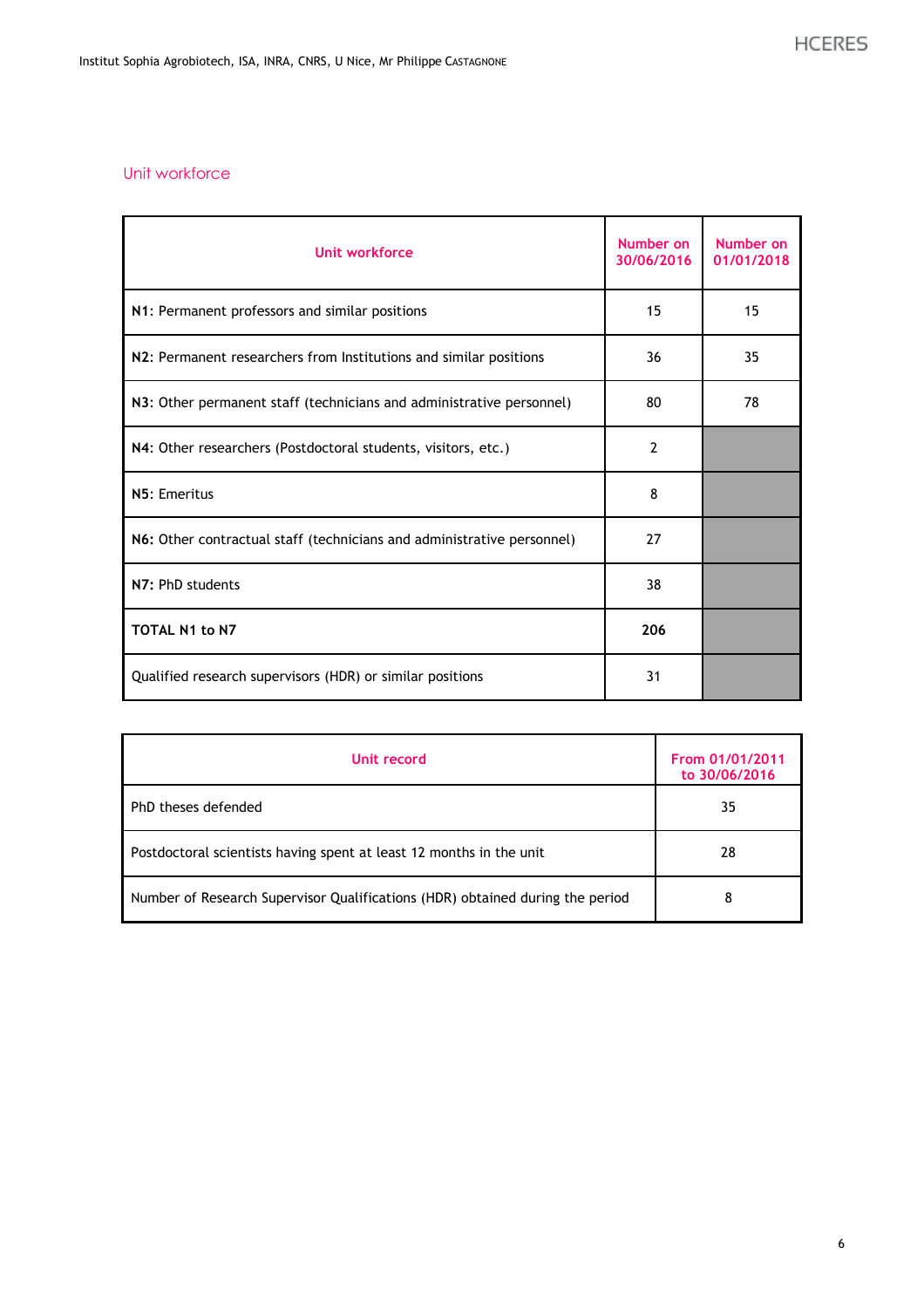## Unit workforce

| Unit workforce | Number on 30/06/2016 | Number on 01/01/2018 |
|---|---|---|
| **N1**: Permanent professors and similar positions | 15 | 15 |
| **N2**: Permanent researchers from Institutions and similar positions | 36 | 35 |
| **N3**: Other permanent staff (technicians and administrative personnel) | 80 | 78 |
| **N4**: Other researchers (Postdoctoral students, visitors, etc.) | 2 | |
| **N5**: Emeritus | 8 | |
| **N6:** Other contractual staff (technicians and administrative personnel) | 27 | |
| **N7:** PhD students | 38 | |
| **TOTAL N1 to N7** | **206** | |
| Qualified research supervisors (HDR) or similar positions | 31 | |

| Unit record | From 01/01/2011 to 30/06/2016 |
|---|---|
| PhD theses defended | 35 |
| Postdoctoral scientists having spent at least 12 months in the unit | 28 |
| Number of Research Supervisor Qualifications (HDR) obtained during the period | 8 |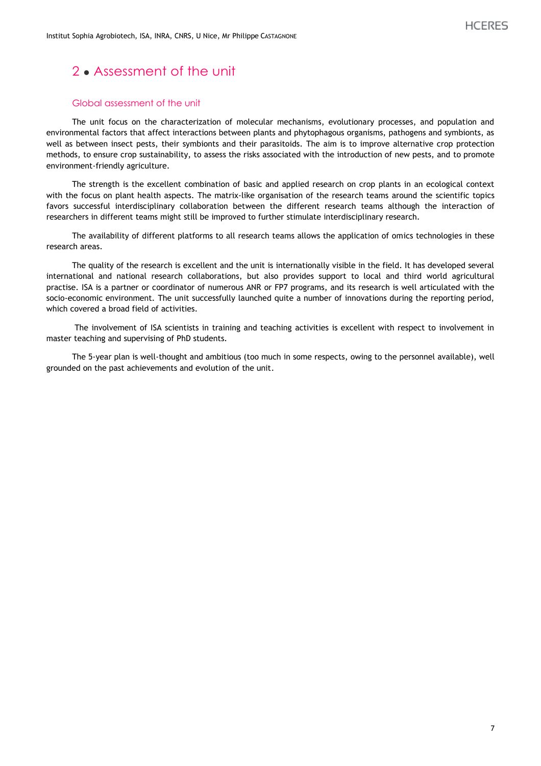## 2 • Assessment of the unit

### Global assessment of the unit

The unit focus on the characterization of molecular mechanisms, evolutionary processes, and population and environmental factors that affect interactions between plants and phytophagous organisms, pathogens and symbionts, as well as between insect pests, their symbionts and their parasitoids. The aim is to improve alternative crop protection methods, to ensure crop sustainability, to assess the risks associated with the introduction of new pests, and to promote environment-friendly agriculture.

The strength is the excellent combination of basic and applied research on crop plants in an ecological context with the focus on plant health aspects. The matrix-like organisation of the research teams around the scientific topics favors successful interdisciplinary collaboration between the different research teams although the interaction of researchers in different teams might still be improved to further stimulate interdisciplinary research.

The availability of different platforms to all research teams allows the application of omics technologies in these research areas.

The quality of the research is excellent and the unit is internationally visible in the field. It has developed several international and national research collaborations, but also provides support to local and third world agricultural practise. ISA is a partner or coordinator of numerous ANR or FP7 programs, and its research is well articulated with the socio-economic environment. The unit successfully launched quite a number of innovations during the reporting period, which covered a broad field of activities.

The involvement of ISA scientists in training and teaching activities is excellent with respect to involvement in master teaching and supervising of PhD students.

The 5-year plan is well-thought and ambitious (too much in some respects, owing to the personnel available), well grounded on the past achievements and evolution of the unit.